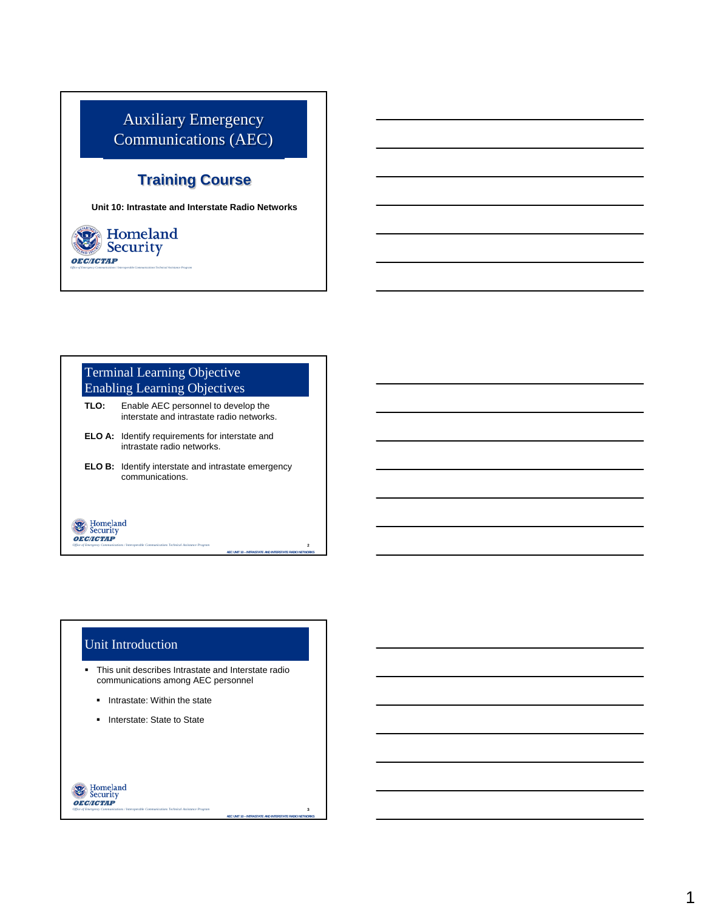# Auxiliary Emergency Communications (AEC)

## Training Course

**Unit 10: Intrastate and Interstate Radio Networks**

Homeland Security

OEC/ICTAP

Office of Emergency Communications / Interoperable Communications Technical Assistance Program

## Terminal Learning Objective Enabling Learning Objectives

**TLO:** Enable AEC personnel to develop the interstate and intrastate radio networks.

**ELO A:** Identify requirements for interstate and intrastate radio networks.

**ELO B:** Identify interstate and intrastate emergency communications.

## Unit Introduction

- This unit describes Intrastate and Interstate radio communications among AEC personnel
  - Intrastate: Within the state
  - Interstate: State to State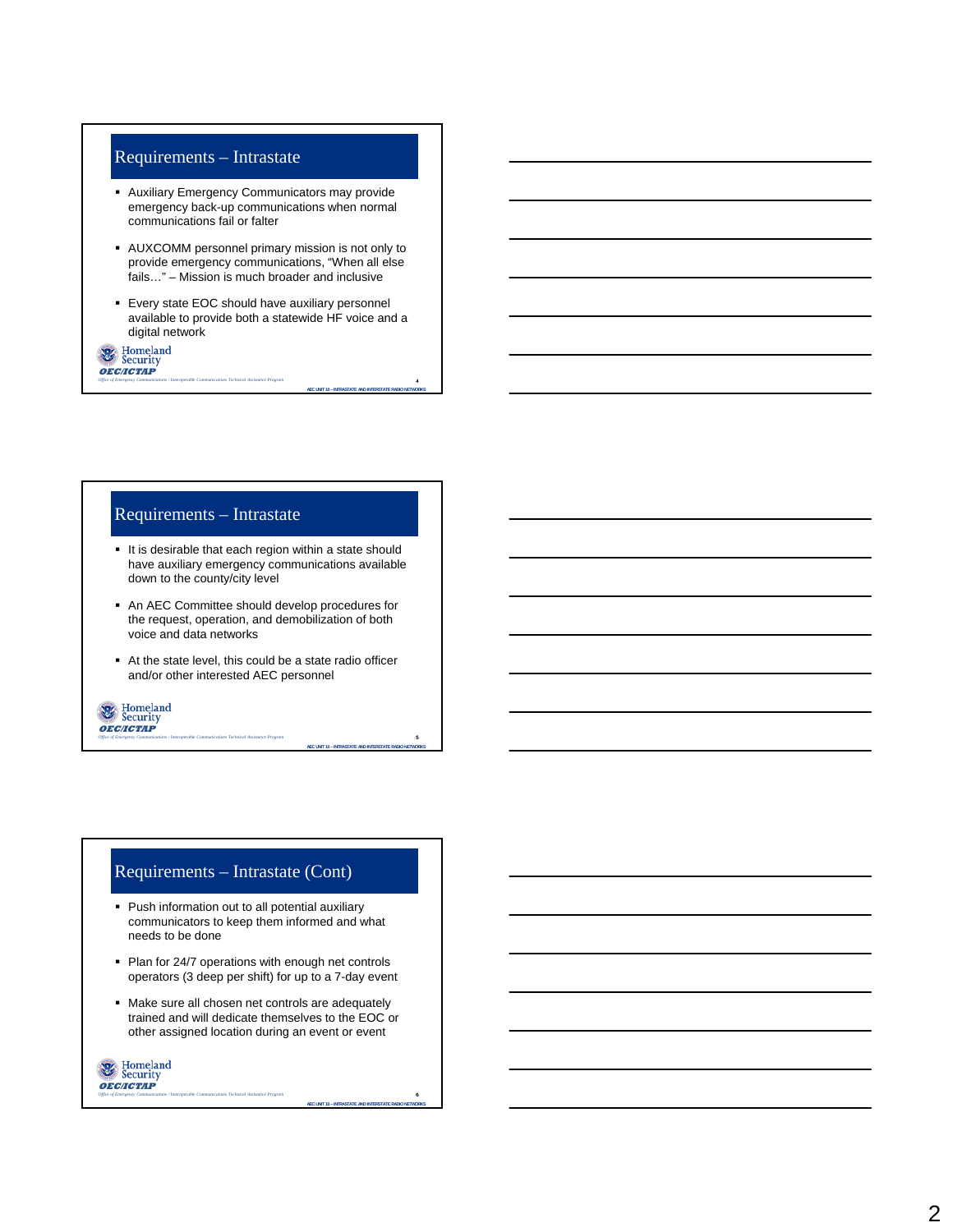## Requirements – Intrastate

- Auxiliary Emergency Communicators may provide emergency back-up communications when normal communications fail or falter
- AUXCOMM personnel primary mission is not only to provide emergency communications, "When all else fails…" – Mission is much broader and inclusive
- Every state EOC should have auxiliary personnel available to provide both a statewide HF voice and a digital network

## Requirements – Intrastate

- It is desirable that each region within a state should have auxiliary emergency communications available down to the county/city level
- An AEC Committee should develop procedures for the request, operation, and demobilization of both voice and data networks
- At the state level, this could be a state radio officer and/or other interested AEC personnel

## Requirements – Intrastate (Cont)

- Push information out to all potential auxiliary communicators to keep them informed and what needs to be done
- Plan for 24/7 operations with enough net controls operators (3 deep per shift) for up to a 7-day event
- Make sure all chosen net controls are adequately trained and will dedicate themselves to the EOC or other assigned location during an event or event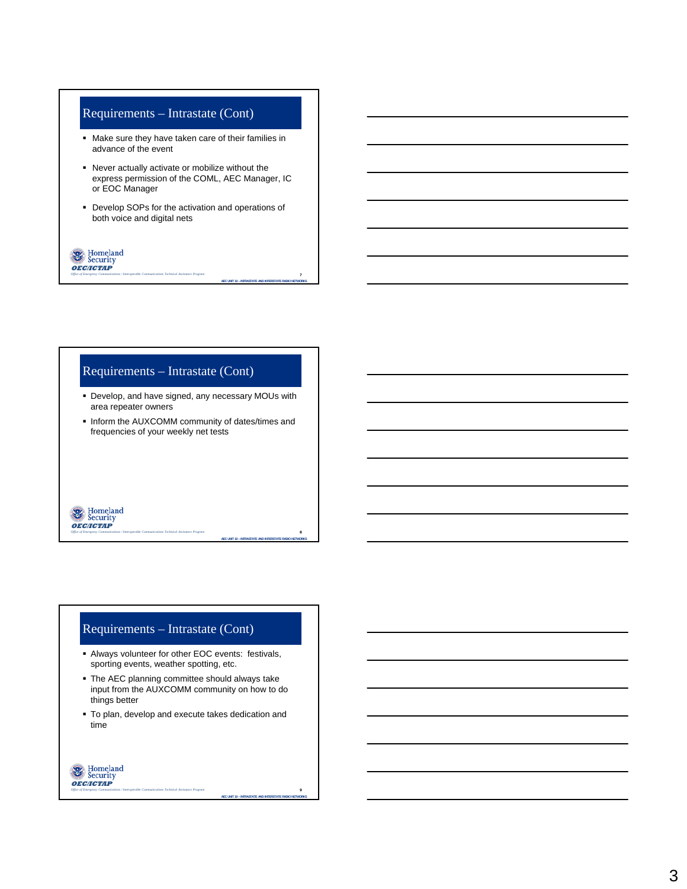## Requirements – Intrastate (Cont)

- Make sure they have taken care of their families in advance of the event
- Never actually activate or mobilize without the express permission of the COML, AEC Manager, IC or EOC Manager
- Develop SOPs for the activation and operations of both voice and digital nets

## Requirements – Intrastate (Cont)

- Develop, and have signed, any necessary MOUs with area repeater owners
- Inform the AUXCOMM community of dates/times and frequencies of your weekly net tests

## Requirements – Intrastate (Cont)

- Always volunteer for other EOC events: festivals, sporting events, weather spotting, etc.
- The AEC planning committee should always take input from the AUXCOMM community on how to do things better
- To plan, develop and execute takes dedication and time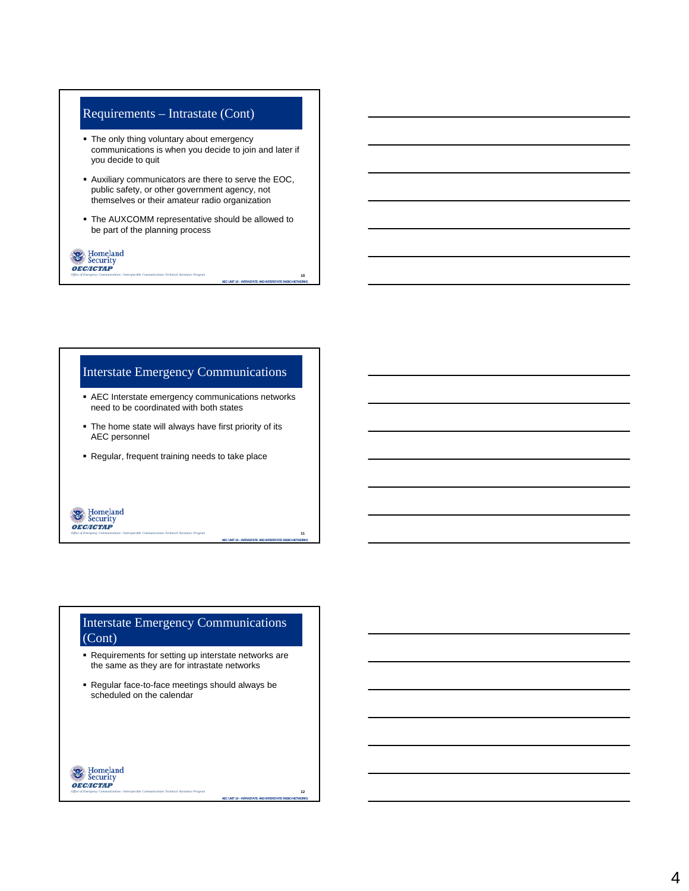## Requirements – Intrastate (Cont)

- The only thing voluntary about emergency communications is when you decide to join and later if you decide to quit
- Auxiliary communicators are there to serve the EOC, public safety, or other government agency, not themselves or their amateur radio organization
- The AUXCOMM representative should be allowed to be part of the planning process

## Interstate Emergency Communications

- AEC Interstate emergency communications networks need to be coordinated with both states
- The home state will always have first priority of its AEC personnel
- Regular, frequent training needs to take place

## Interstate Emergency Communications (Cont)

- Requirements for setting up interstate networks are the same as they are for intrastate networks
- Regular face-to-face meetings should always be scheduled on the calendar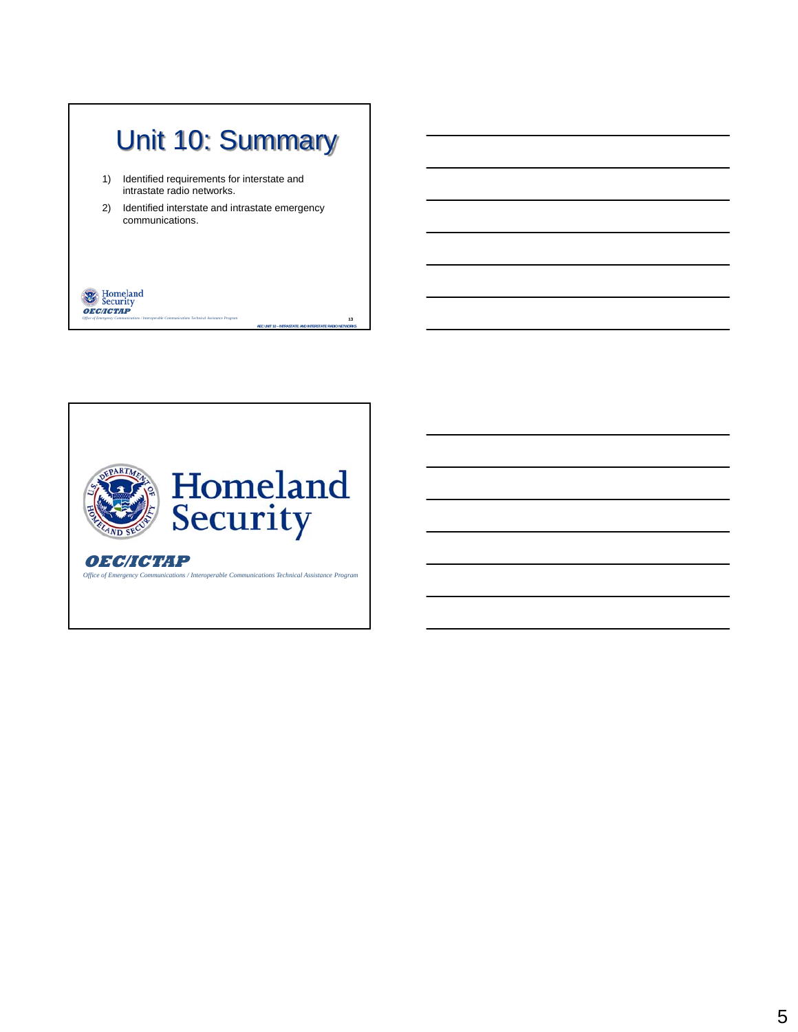# Unit 10: Summary

1) Identified requirements for interstate and intrastate radio networks.
2) Identified interstate and intrastate emergency communications.

Homeland Security

OEC/ICTAP

Office of Emergency Communications / Interoperable Communications Technical Assistance Program

13

AEC UNIT 10 – INTRASTATE AND INTERSTATE RADIO NETWORKS

---

Homeland Security

OEC/ICTAP

Office of Emergency Communications / Interoperable Communications Technical Assistance Program